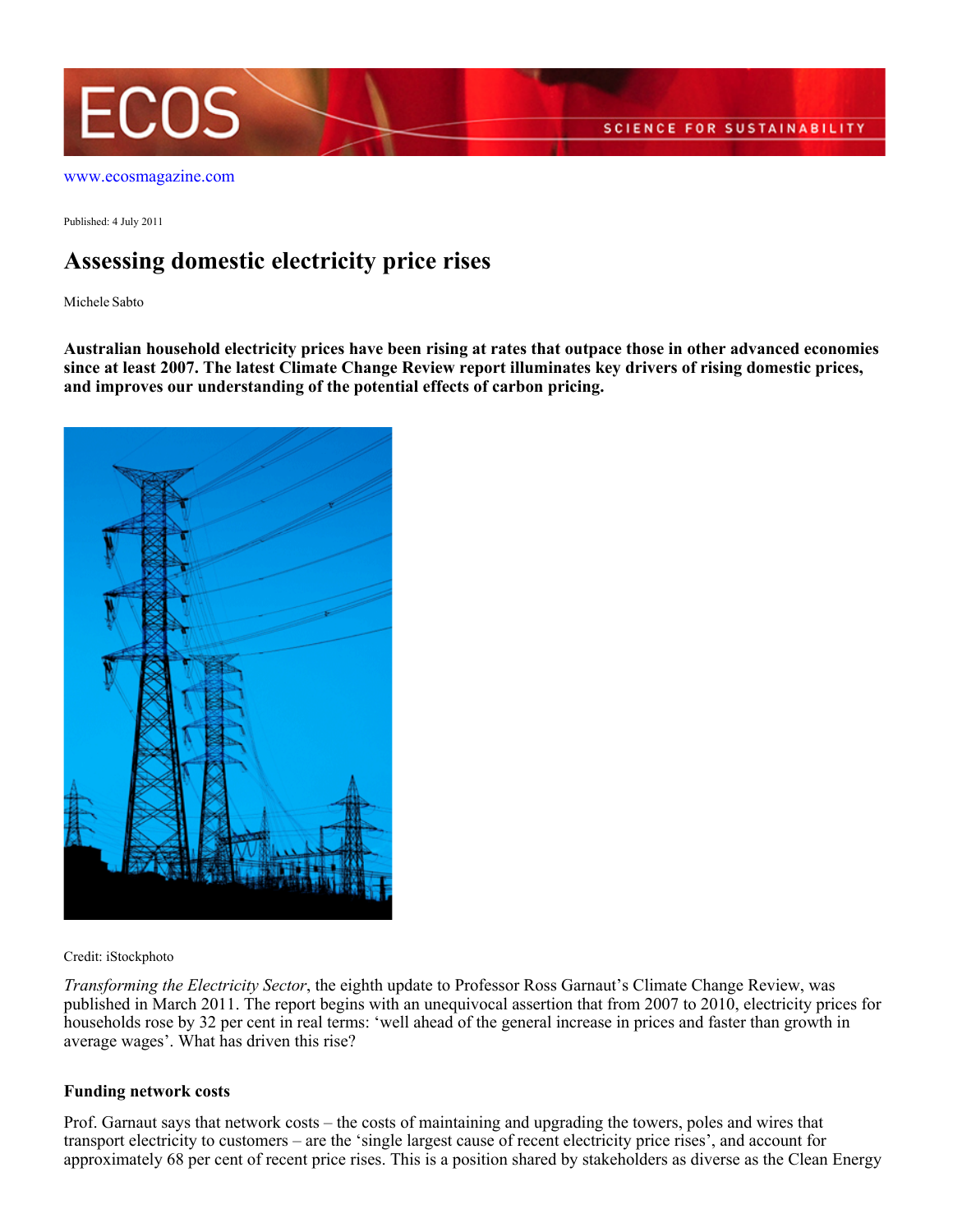www.ecosmagazine.com

Published: 4 July 2011

# Assessing domestic electricity price rises

Michele Sabto

**Australian household electricity prices have been rising at rates that outpace those in other advanced economies since at least 2007. The latest Climate Change Review report illuminates key drivers of rising domestic prices, and improves our understanding of the potential effects of carbon pricing.**

Credit: iStockphoto

*Transforming the Electricity Sector*, the eighth update to Professor Ross Garnaut's Climate Change Review, was published in March 2011. The report begins with an unequivocal assertion that from 2007 to 2010, electricity prices for households rose by 32 per cent in real terms: 'well ahead of the general increase in prices and faster than growth in average wages'. What has driven this rise?

### Funding network costs

Prof. Garnaut says that network costs – the costs of maintaining and upgrading the towers, poles and wires that transport electricity to customers – are the 'single largest cause of recent electricity price rises', and account for approximately 68 per cent of recent price rises. This is a position shared by stakeholders as diverse as the Clean Energy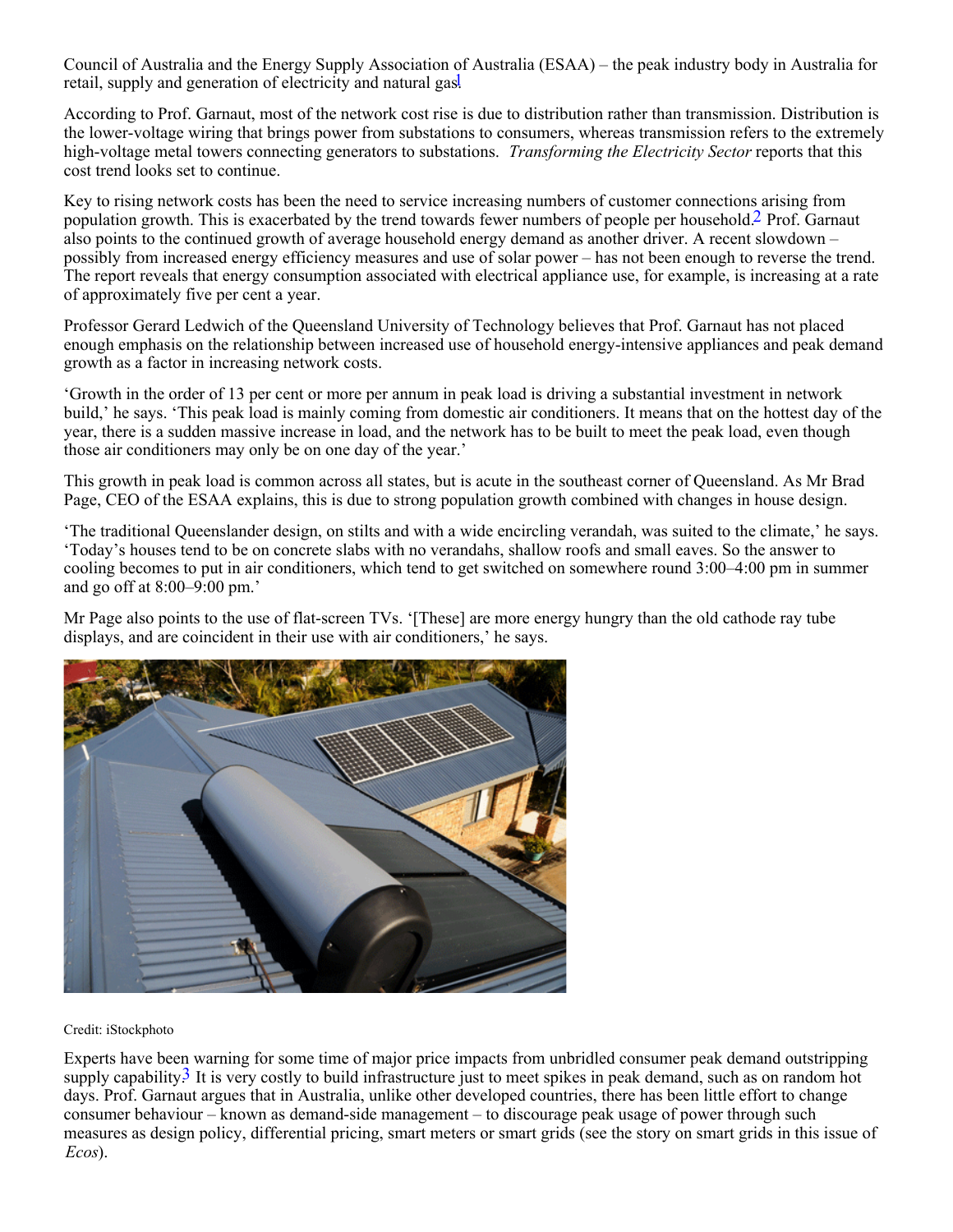Council of Australia and the Energy Supply Association of Australia (ESAA) – the peak industry body in Australia for retail, supply and generation of electricity and natural gas[1]

According to Prof. Garnaut, most of the network cost rise is due to distribution rather than transmission. Distribution is the lower-voltage wiring that brings power from substations to consumers, whereas transmission refers to the extremely high-voltage metal towers connecting generators to substations. *Transforming the Electricity Sector* reports that this cost trend looks set to continue.

Key to rising network costs has been the need to service increasing numbers of customer connections arising from population growth. This is exacerbated by the trend towards fewer numbers of people per household.[2] Prof. Garnaut also points to the continued growth of average household energy demand as another driver. A recent slowdown – possibly from increased energy efficiency measures and use of solar power – has not been enough to reverse the trend. The report reveals that energy consumption associated with electrical appliance use, for example, is increasing at a rate of approximately five per cent a year.

Professor Gerard Ledwich of the Queensland University of Technology believes that Prof. Garnaut has not placed enough emphasis on the relationship between increased use of household energy-intensive appliances and peak demand growth as a factor in increasing network costs.

'Growth in the order of 13 per cent or more per annum in peak load is driving a substantial investment in network build,' he says. 'This peak load is mainly coming from domestic air conditioners. It means that on the hottest day of the year, there is a sudden massive increase in load, and the network has to be built to meet the peak load, even though those air conditioners may only be on one day of the year.'

This growth in peak load is common across all states, but is acute in the southeast corner of Queensland. As Mr Brad Page, CEO of the ESAA explains, this is due to strong population growth combined with changes in house design.

'The traditional Queenslander design, on stilts and with a wide encircling verandah, was suited to the climate,' he says. 'Today's houses tend to be on concrete slabs with no verandahs, shallow roofs and small eaves. So the answer to cooling becomes to put in air conditioners, which tend to get switched on somewhere round 3:00–4:00 pm in summer and go off at 8:00–9:00 pm.'

Mr Page also points to the use of flat-screen TVs. '[These] are more energy hungry than the old cathode ray tube displays, and are coincident in their use with air conditioners,' he says.

Credit: iStockphoto

Experts have been warning for some time of major price impacts from unbridled consumer peak demand outstripping supply capability.[3] It is very costly to build infrastructure just to meet spikes in peak demand, such as on random hot days. Prof. Garnaut argues that in Australia, unlike other developed countries, there has been little effort to change consumer behaviour – known as demand-side management – to discourage peak usage of power through such measures as design policy, differential pricing, smart meters or smart grids (see the story on smart grids in this issue of *Ecos*).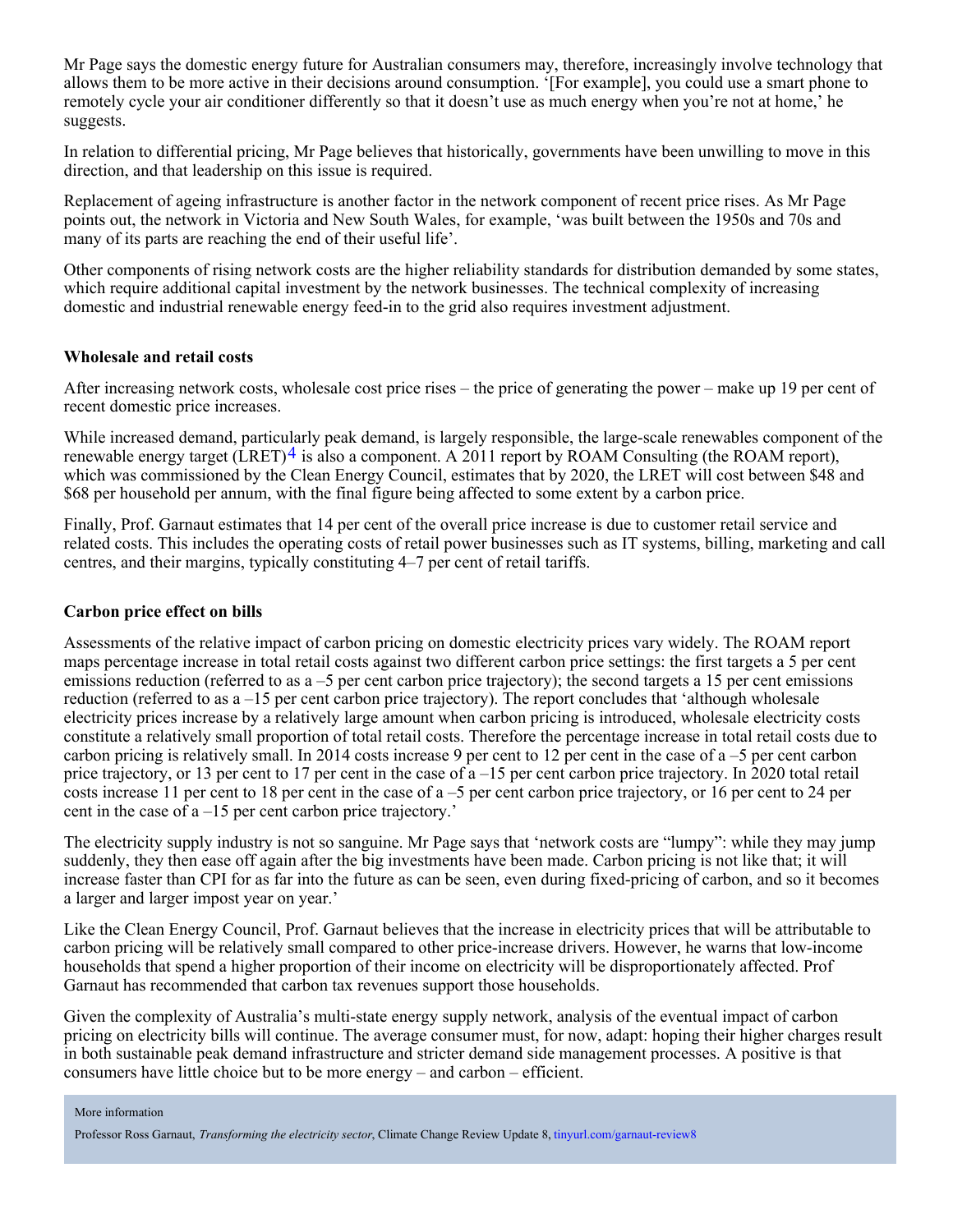Mr Page says the domestic energy future for Australian consumers may, therefore, increasingly involve technology that allows them to be more active in their decisions around consumption. '[For example], you could use a smart phone to remotely cycle your air conditioner differently so that it doesn't use as much energy when you're not at home,' he suggests.

In relation to differential pricing, Mr Page believes that historically, governments have been unwilling to move in this direction, and that leadership on this issue is required.

Replacement of ageing infrastructure is another factor in the network component of recent price rises. As Mr Page points out, the network in Victoria and New South Wales, for example, 'was built between the 1950s and 70s and many of its parts are reaching the end of their useful life'.

Other components of rising network costs are the higher reliability standards for distribution demanded by some states, which require additional capital investment by the network businesses. The technical complexity of increasing domestic and industrial renewable energy feed-in to the grid also requires investment adjustment.

**Wholesale and retail costs**

After increasing network costs, wholesale cost price rises – the price of generating the power – make up 19 per cent of recent domestic price increases.

While increased demand, particularly peak demand, is largely responsible, the large-scale renewables component of the renewable energy target (LRET)[4] is also a component. A 2011 report by ROAM Consulting (the ROAM report), which was commissioned by the Clean Energy Council, estimates that by 2020, the LRET will cost between $48 and $68 per household per annum, with the final figure being affected to some extent by a carbon price.

Finally, Prof. Garnaut estimates that 14 per cent of the overall price increase is due to customer retail service and related costs. This includes the operating costs of retail power businesses such as IT systems, billing, marketing and call centres, and their margins, typically constituting 4–7 per cent of retail tariffs.

**Carbon price effect on bills**

Assessments of the relative impact of carbon pricing on domestic electricity prices vary widely. The ROAM report maps percentage increase in total retail costs against two different carbon price settings: the first targets a 5 per cent emissions reduction (referred to as a –5 per cent carbon price trajectory); the second targets a 15 per cent emissions reduction (referred to as a –15 per cent carbon price trajectory). The report concludes that 'although wholesale electricity prices increase by a relatively large amount when carbon pricing is introduced, wholesale electricity costs constitute a relatively small proportion of total retail costs. Therefore the percentage increase in total retail costs due to carbon pricing is relatively small. In 2014 costs increase 9 per cent to 12 per cent in the case of a –5 per cent carbon price trajectory, or 13 per cent to 17 per cent in the case of a –15 per cent carbon price trajectory. In 2020 total retail costs increase 11 per cent to 18 per cent in the case of a –5 per cent carbon price trajectory, or 16 per cent to 24 per cent in the case of a –15 per cent carbon price trajectory.'

The electricity supply industry is not so sanguine. Mr Page says that 'network costs are "lumpy": while they may jump suddenly, they then ease off again after the big investments have been made. Carbon pricing is not like that; it will increase faster than CPI for as far into the future as can be seen, even during fixed-pricing of carbon, and so it becomes a larger and larger impost year on year.'

Like the Clean Energy Council, Prof. Garnaut believes that the increase in electricity prices that will be attributable to carbon pricing will be relatively small compared to other price-increase drivers. However, he warns that low-income households that spend a higher proportion of their income on electricity will be disproportionately affected. Prof Garnaut has recommended that carbon tax revenues support those households.

Given the complexity of Australia's multi-state energy supply network, analysis of the eventual impact of carbon pricing on electricity bills will continue. The average consumer must, for now, adapt: hoping their higher charges result in both sustainable peak demand infrastructure and stricter demand side management processes. A positive is that consumers have little choice but to be more energy – and carbon – efficient.

More information

Professor Ross Garnaut, *Transforming the electricity sector*, Climate Change Review Update 8, tinyurl.com/garnaut-review8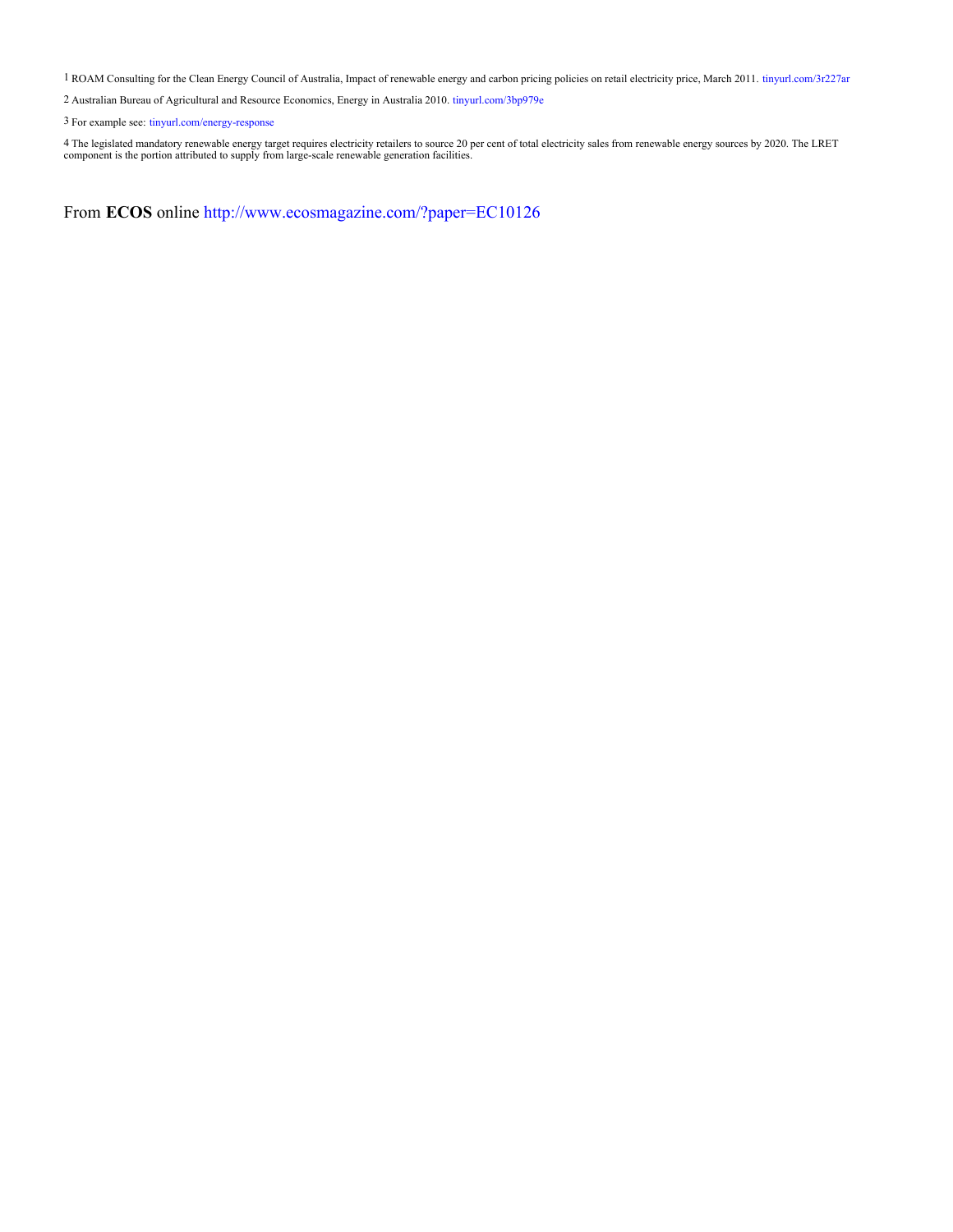1 ROAM Consulting for the Clean Energy Council of Australia, Impact of renewable energy and carbon pricing policies on retail electricity price, March 2011. tinyurl.com/3r227ar

2 Australian Bureau of Agricultural and Resource Economics, Energy in Australia 2010. tinyurl.com/3bp979e

3 For example see: tinyurl.com/energy-response

4 The legislated mandatory renewable energy target requires electricity retailers to source 20 per cent of total electricity sales from renewable energy sources by 2020. The LRET component is the portion attributed to supply from large-scale renewable generation facilities.

From **ECOS** online http://www.ecosmagazine.com/?paper=EC10126